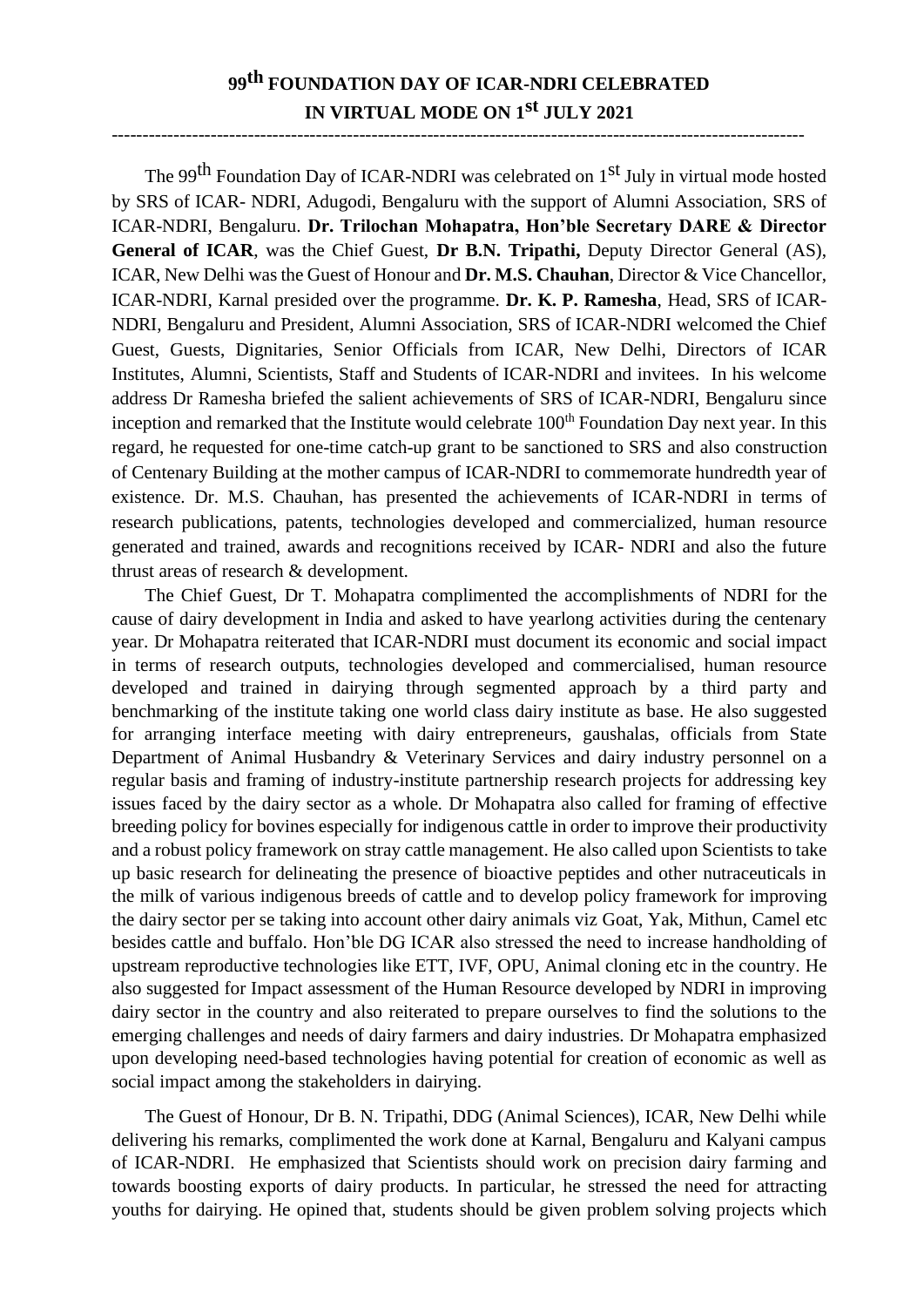# 99th FOUNDATION DAY OF ICAR-NDRI CELEBRATED IN VIRTUAL MODE ON 1st JULY 2021

---

The 99th Foundation Day of ICAR-NDRI was celebrated on 1st July in virtual mode hosted by SRS of ICAR- NDRI, Adugodi, Bengaluru with the support of Alumni Association, SRS of ICAR-NDRI, Bengaluru. **Dr. Trilochan Mohapatra, Hon'ble Secretary DARE & Director General of ICAR**, was the Chief Guest, **Dr B.N. Tripathi,** Deputy Director General (AS), ICAR, New Delhi was the Guest of Honour and **Dr. M.S. Chauhan**, Director & Vice Chancellor, ICAR-NDRI, Karnal presided over the programme. **Dr. K. P. Ramesha**, Head, SRS of ICAR-NDRI, Bengaluru and President, Alumni Association, SRS of ICAR-NDRI welcomed the Chief Guest, Guests, Dignitaries, Senior Officials from ICAR, New Delhi, Directors of ICAR Institutes, Alumni, Scientists, Staff and Students of ICAR-NDRI and invitees. In his welcome address Dr Ramesha briefed the salient achievements of SRS of ICAR-NDRI, Bengaluru since inception and remarked that the Institute would celebrate 100th Foundation Day next year. In this regard, he requested for one-time catch-up grant to be sanctioned to SRS and also construction of Centenary Building at the mother campus of ICAR-NDRI to commemorate hundredth year of existence. Dr. M.S. Chauhan, has presented the achievements of ICAR-NDRI in terms of research publications, patents, technologies developed and commercialized, human resource generated and trained, awards and recognitions received by ICAR- NDRI and also the future thrust areas of research & development.

The Chief Guest, Dr T. Mohapatra complimented the accomplishments of NDRI for the cause of dairy development in India and asked to have yearlong activities during the centenary year. Dr Mohapatra reiterated that ICAR-NDRI must document its economic and social impact in terms of research outputs, technologies developed and commercialised, human resource developed and trained in dairying through segmented approach by a third party and benchmarking of the institute taking one world class dairy institute as base. He also suggested for arranging interface meeting with dairy entrepreneurs, gaushalas, officials from State Department of Animal Husbandry & Veterinary Services and dairy industry personnel on a regular basis and framing of industry-institute partnership research projects for addressing key issues faced by the dairy sector as a whole. Dr Mohapatra also called for framing of effective breeding policy for bovines especially for indigenous cattle in order to improve their productivity and a robust policy framework on stray cattle management. He also called upon Scientists to take up basic research for delineating the presence of bioactive peptides and other nutraceuticals in the milk of various indigenous breeds of cattle and to develop policy framework for improving the dairy sector per se taking into account other dairy animals viz Goat, Yak, Mithun, Camel etc besides cattle and buffalo. Hon'ble DG ICAR also stressed the need to increase handholding of upstream reproductive technologies like ETT, IVF, OPU, Animal cloning etc in the country. He also suggested for Impact assessment of the Human Resource developed by NDRI in improving dairy sector in the country and also reiterated to prepare ourselves to find the solutions to the emerging challenges and needs of dairy farmers and dairy industries. Dr Mohapatra emphasized upon developing need-based technologies having potential for creation of economic as well as social impact among the stakeholders in dairying.

The Guest of Honour, Dr B. N. Tripathi, DDG (Animal Sciences), ICAR, New Delhi while delivering his remarks, complimented the work done at Karnal, Bengaluru and Kalyani campus of ICAR-NDRI. He emphasized that Scientists should work on precision dairy farming and towards boosting exports of dairy products. In particular, he stressed the need for attracting youths for dairying. He opined that, students should be given problem solving projects which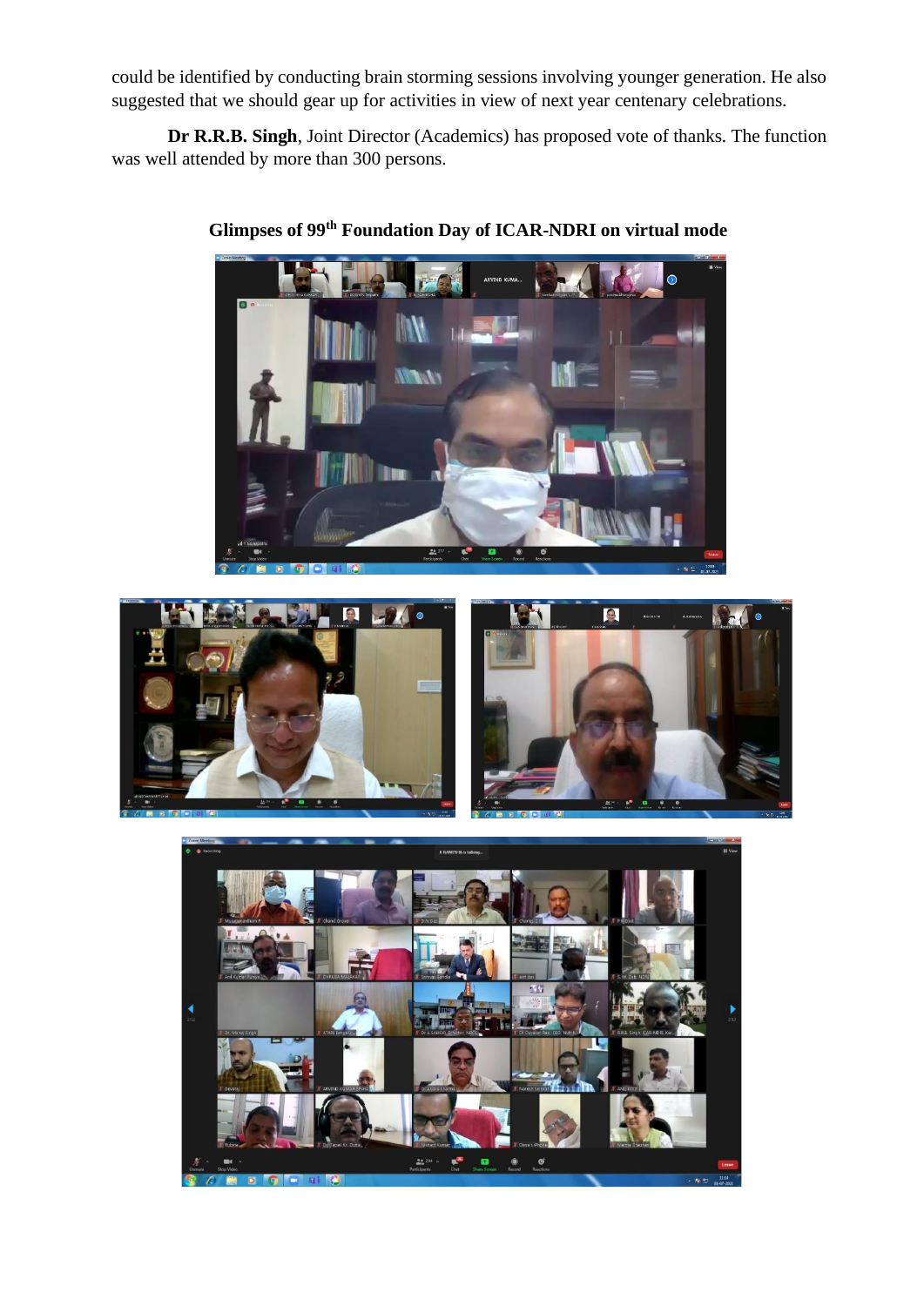could be identified by conducting brain storming sessions involving younger generation. He also suggested that we should gear up for activities in view of next year centenary celebrations.

**Dr R.R.B. Singh**, Joint Director (Academics) has proposed vote of thanks. The function was well attended by more than 300 persons.

**Glimpses of 99th Foundation Day of ICAR-NDRI on virtual mode**